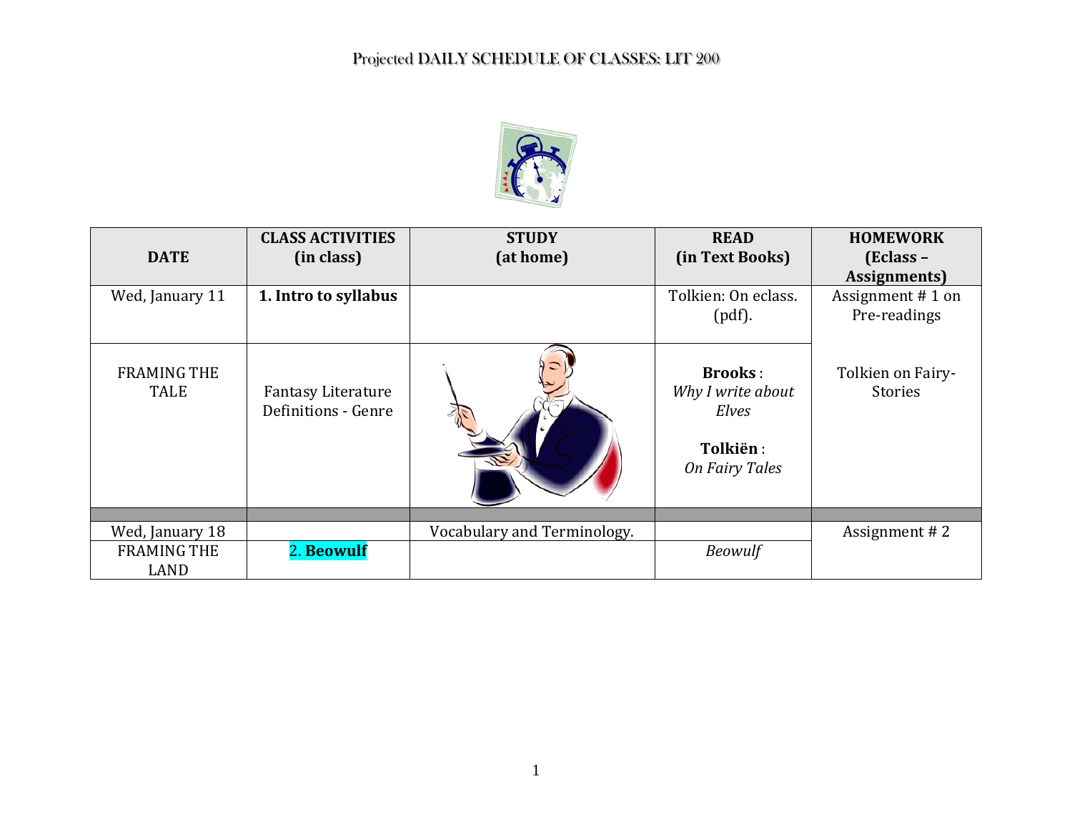# Projected DAILY SCHEDULE OF CLASSES: LIT 200

| DATE | CLASS ACTIVITIES (in class) | STUDY (at home) | READ (in Text Books) | HOMEWORK (Eclass – Assignments) |
|---|---|---|---|---|
| Wed, January 11 | **1. Intro to syllabus** | | Tolkien: On eclass. (pdf). | Assignment # 1 on Pre-readings |
| FRAMING THE TALE | Fantasy Literature Definitions - Genre | | **Brooks** : *Why I write about Elves* **Tolkiën** : *On Fairy Tales* | Tolkien on Fairy-Stories |
| | | | | |
| Wed, January 18 | | Vocabulary and Terminology. | | Assignment # 2 |
| FRAMING THE LAND | 2. **Beowulf** | | *Beowulf* | |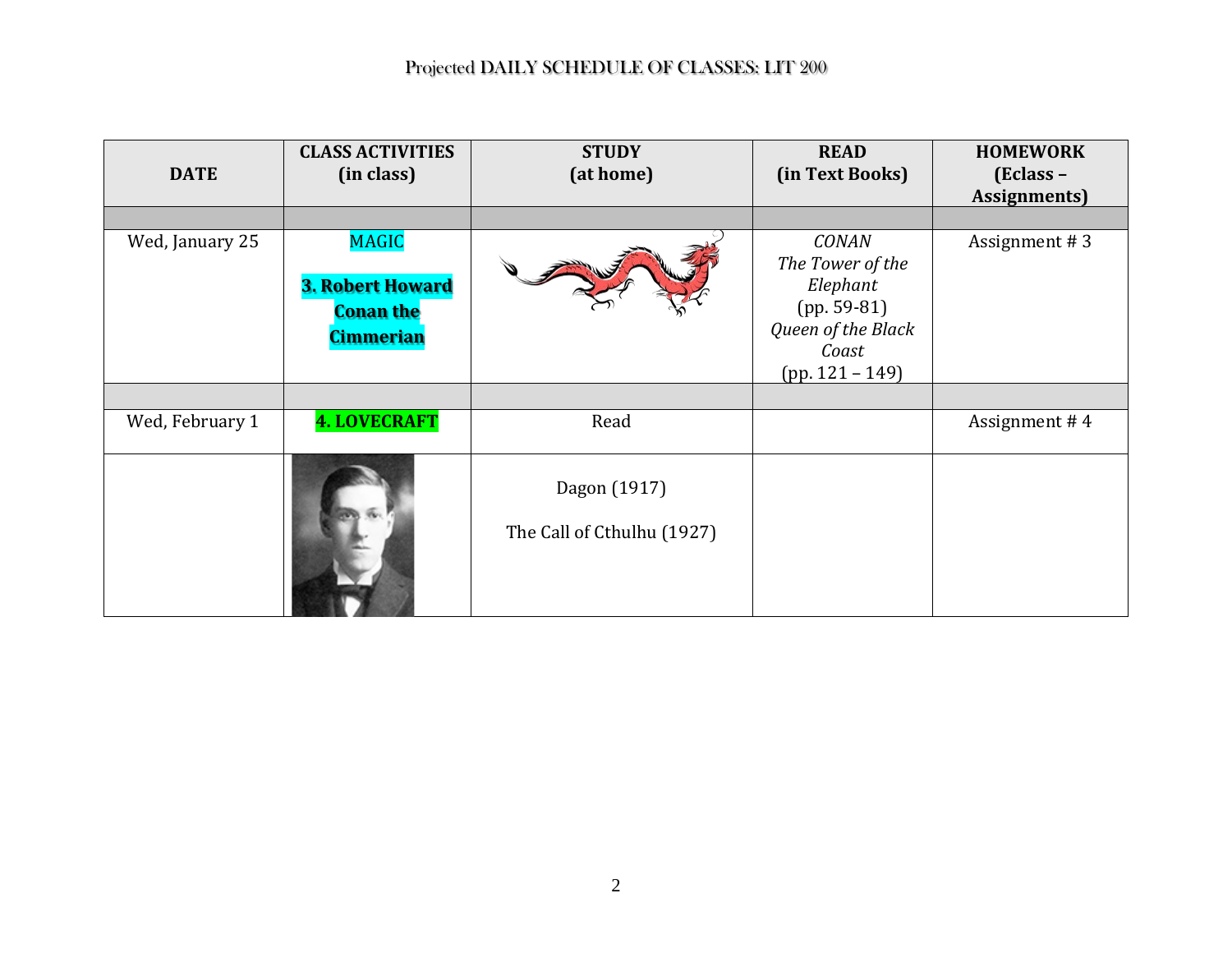# Projected DAILY SCHEDULE OF CLASSES: LIT 200

| DATE | CLASS ACTIVITIES (in class) | STUDY (at home) | READ (in Text Books) | HOMEWORK (Eclass – Assignments) |
|---|---|---|---|---|
| | | | | |
| Wed, January 25 | MAGIC<br><br>**3. Robert Howard Conan the Cimmerian** | | *CONAN*<br>*The Tower of the Elephant*<br>(pp. 59-81)<br>*Queen of the Black Coast*<br>(pp. 121 – 149) | Assignment # 3 |
| | | | | |
| Wed, February 1 | **4. LOVECRAFT** | Read | | Assignment # 4 |
| | | Dagon (1917)<br><br>The Call of Cthulhu (1927) | | |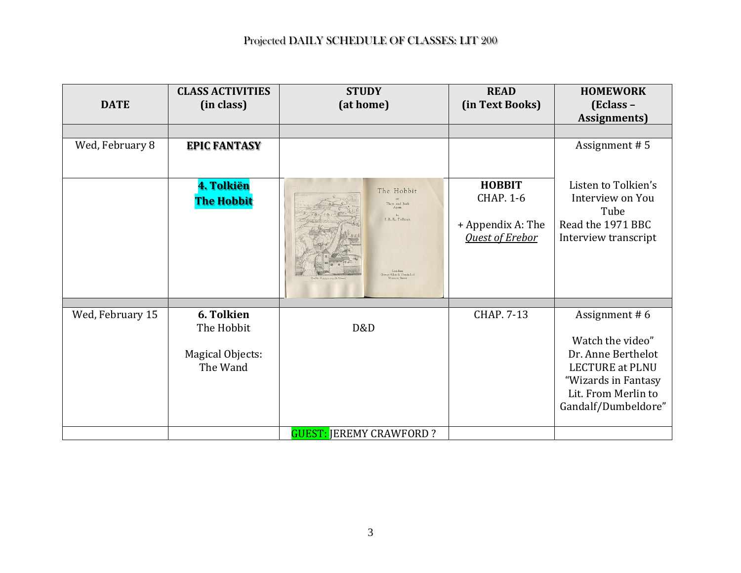## Projected DAILY SCHEDULE OF CLASSES: LIT 200

| DATE | CLASS ACTIVITIES (in class) | STUDY (at home) | READ (in Text Books) | HOMEWORK (Eclass – Assignments) |
|---|---|---|---|---|
| | | | | |
| Wed, February 8 | **EPIC FANTASY** | | | Assignment # 5 |
| | **4. Tolkiën The Hobbit** | | **HOBBIT** CHAP. 1-6<br><br>+ Appendix A: The *Quest of Erebor* | Listen to Tolkien's Interview on You Tube<br>Read the 1971 BBC Interview transcript |
| | | | | |
| Wed, February 15 | **6. Tolkiën** The Hobbit<br><br>Magical Objects: The Wand | D&D | CHAP. 7-13 | Assignment # 6<br><br>Watch the video" Dr. Anne Berthelot LECTURE at PLNU "Wizards in Fantasy Lit. From Merlin to Gandalf/Dumbeldore" |
| | | GUEST: JEREMY CRAWFORD ? | | |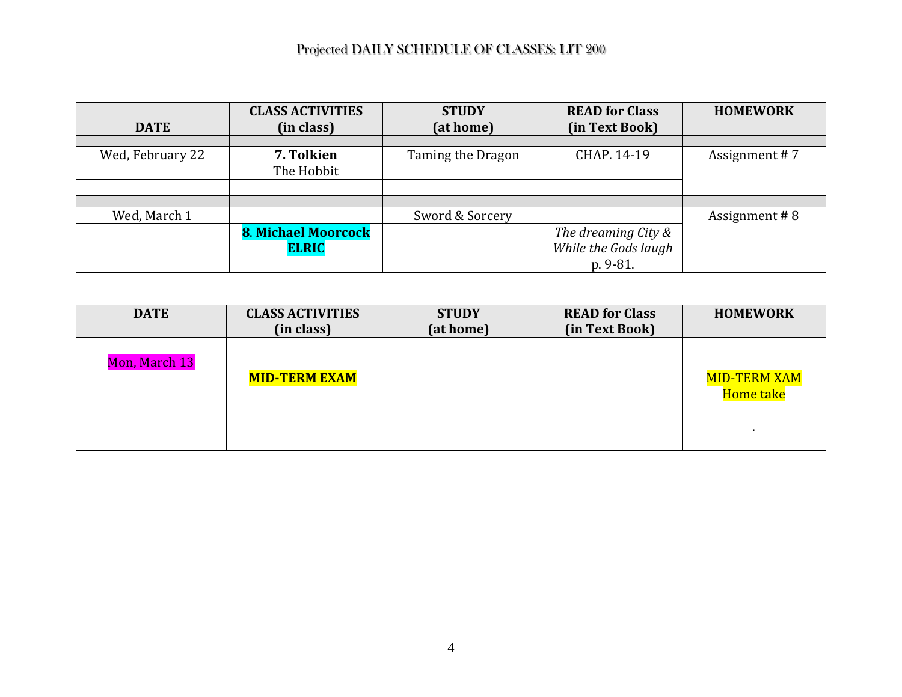Projected DAILY SCHEDULE OF CLASSES: LIT 200

| DATE | CLASS ACTIVITIES (in class) | STUDY (at home) | READ for Class (in Text Book) | HOMEWORK |
|---|---|---|---|---|
| | | | | |
| Wed, February 22 | **7. Tolkien** The Hobbit | Taming the Dragon | CHAP. 14-19 | Assignment # 7 |
| | | | | |
| | | | | |
| Wed, March 1 | | Sword & Sorcery | | Assignment # 8 |
| | **8. Michael Moorcock ELRIC** | | *The dreaming City & While the Gods laugh* p. 9-81. | |

| DATE | CLASS ACTIVITIES (in class) | STUDY (at home) | READ for Class (in Text Book) | HOMEWORK |
|---|---|---|---|---|
| Mon, March 13 | **MID-TERM EXAM** | | | MID-TERM XAM Home take |
| | | | | . |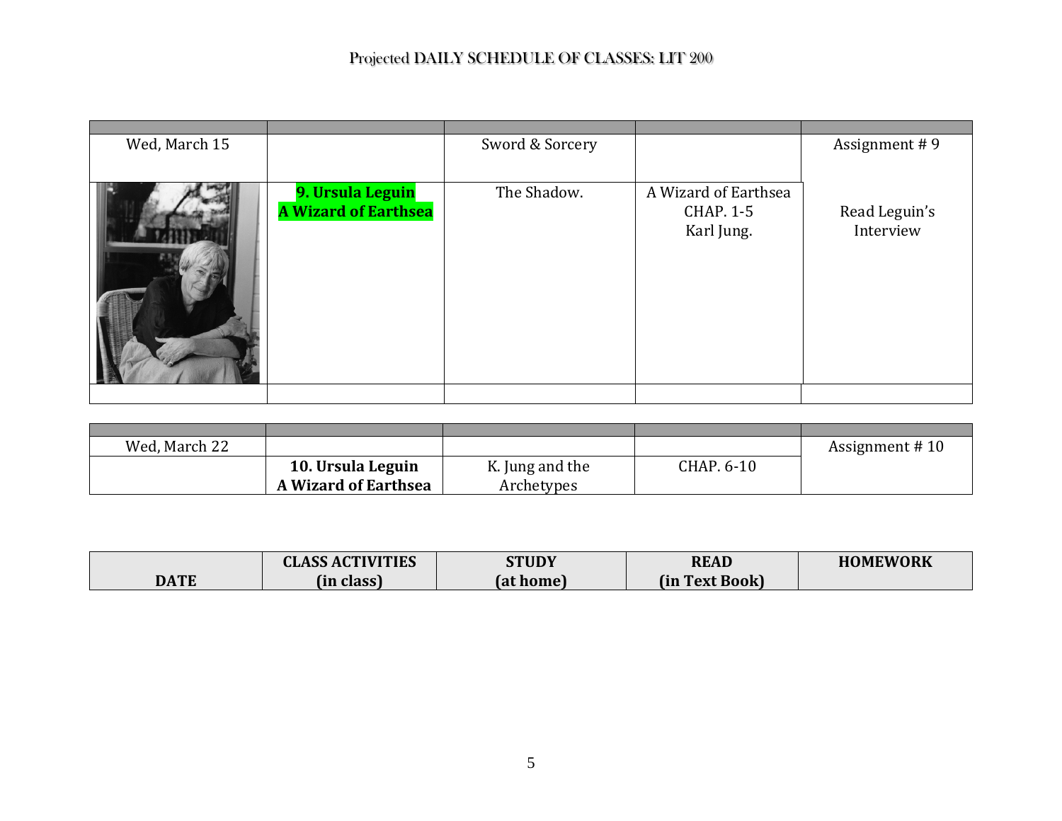Projected DAILY SCHEDULE OF CLASSES: LIT 200

| | | | | |
|---|---|---|---|---|
| Wed, March 15 | | Sword & Sorcery | | Assignment # 9 |
| | **9. Ursula Leguin A Wizard of Earthsea** | The Shadow. | A Wizard of Earthsea CHAP. 1-5 Karl Jung. | Read Leguin's Interview |
| | | | | |

| | | | | |
|---|---|---|---|---|
| Wed, March 22 | | | | Assignment # 10 |
| | **10. Ursula Leguin A Wizard of Earthsea** | K. Jung and the Archetypes | CHAP. 6-10 | |

| DATE | CLASS ACTIVITIES (in class) | STUDY (at home) | READ (in Text Book) | HOMEWORK |
|---|---|---|---|---|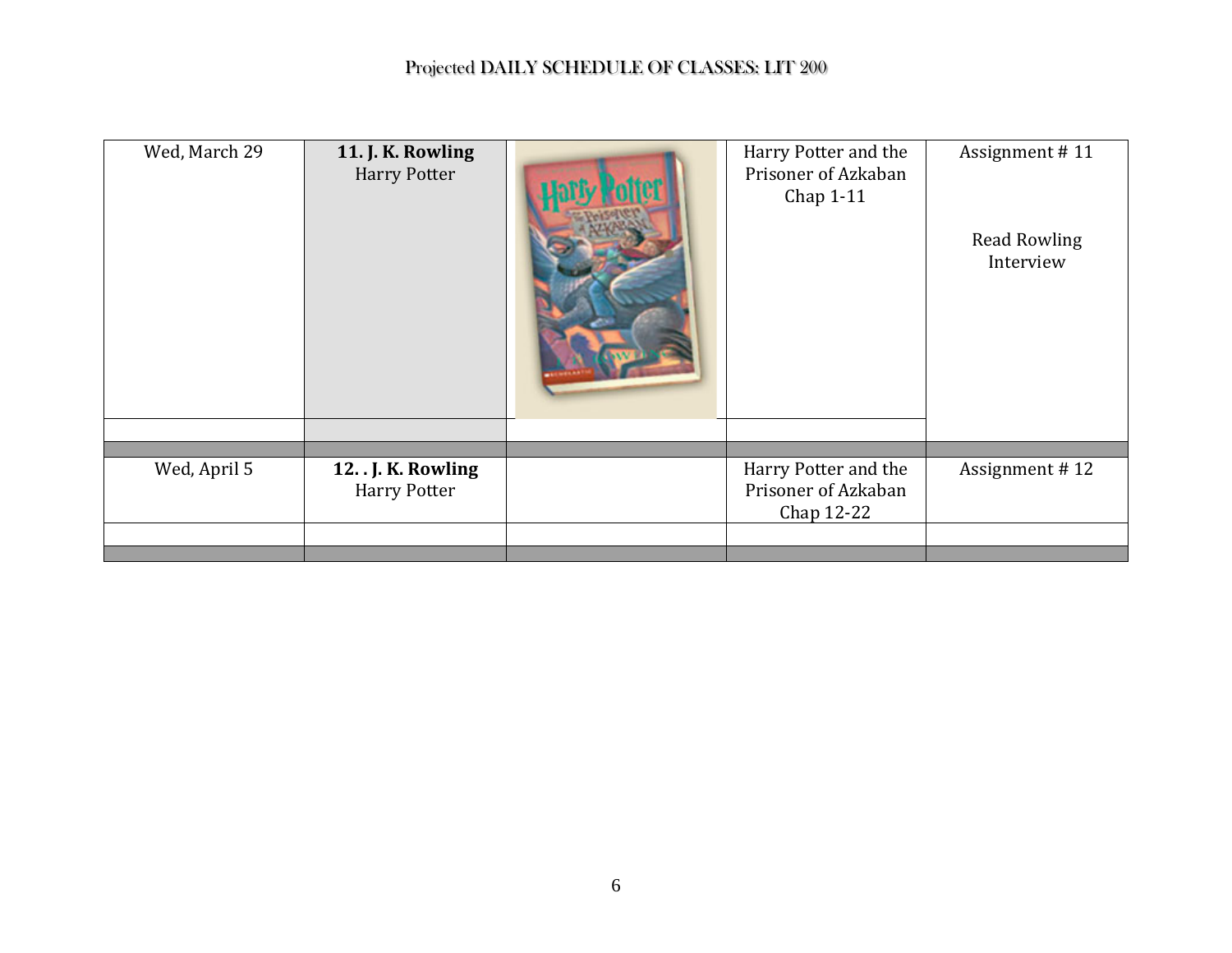# Projected DAILY SCHEDULE OF CLASSES: LIT 200

| | | | | |
|---|---|---|---|---|
| Wed, March 29 | **11. J. K. Rowling** Harry Potter | | Harry Potter and the Prisoner of Azkaban Chap 1-11 | Assignment # 11<br><br>Read Rowling Interview |
| | | | | |
| | | | | |
| Wed, April 5 | **12. . J. K. Rowling** Harry Potter | | Harry Potter and the Prisoner of Azkaban Chap 12-22 | Assignment # 12 |
| | | | | |
| | | | | |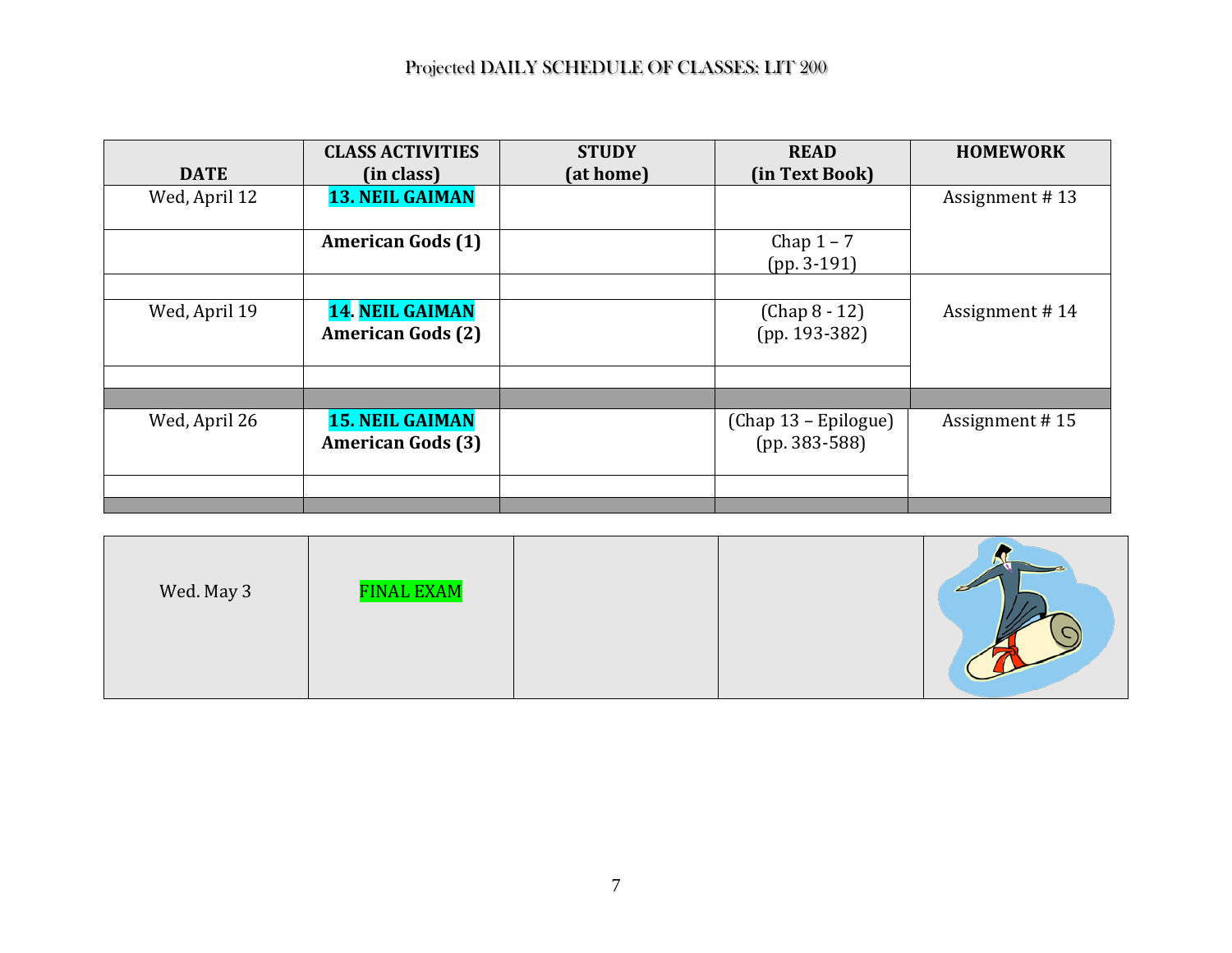# Projected DAILY SCHEDULE OF CLASSES: LIT 200

| DATE | CLASS ACTIVITIES (in class) | STUDY (at home) | READ (in Text Book) | HOMEWORK |
|---|---|---|---|---|
| Wed, April 12 | **13. NEIL GAIMAN** | | | Assignment # 13 |
| | **American Gods (1)** | | Chap 1 – 7 (pp. 3-191) | |
| | | | | |
| Wed, April 19 | **14. NEIL GAIMAN American Gods (2)** | | (Chap 8 - 12) (pp. 193-382) | Assignment # 14 |
| | | | | |
| | | | | |
| Wed, April 26 | **15. NEIL GAIMAN American Gods (3)** | | (Chap 13 – Epilogue) (pp. 383-588) | Assignment # 15 |
| | | | | |
| | | | | |

| | | | | |
|---|---|---|---|---|
| Wed. May 3 | FINAL EXAM | | | |